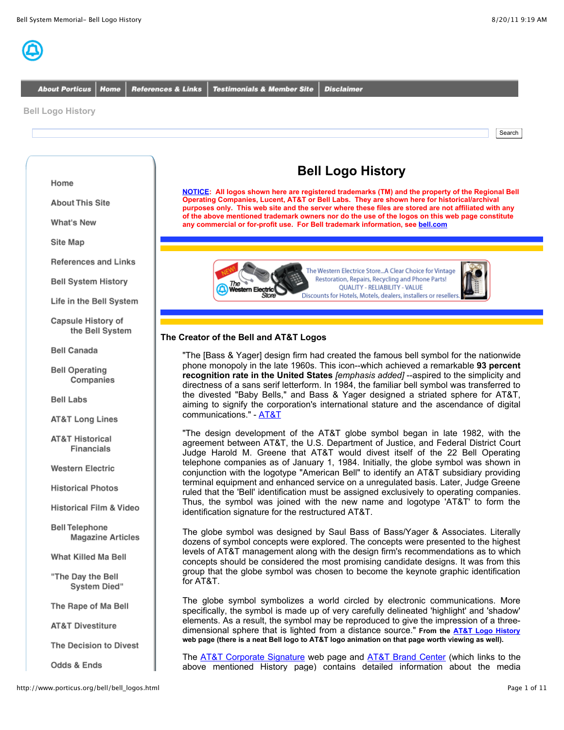About Porticus | Home | References & Links | Testimonials & Member Site | Disclaimer

Bell Logo History

- Home
- About This Site
- What's New
- Site Map
- References and Links
- Bell System History
- Life in the Bell System
- Capsule History of the Bell System
- Bell Canada
- Bell Operating Companies
- Bell Labs
- AT&T Long Lines
- AT&T Historical Financials
- Western Electric
- Historical Photos
- Historical Film & Video
- Bell Telephone Magazine Articles
- What Killed Ma Bell
- "The Day the Bell System Died"
- The Rape of Ma Bell
- AT&T Divestiture
- The Decision to Divest
- Odds & Ends

# Bell Logo History

**NOTICE: All logos shown here are registered trademarks (TM) and the property of the Regional Bell Operating Companies, Lucent, AT&T or Bell Labs. They are shown here for historical/archival purposes only. This web site and the server where these files are stored are not affiliated with any of the above mentioned trademark owners nor do the use of the logos on this web page constitute any commercial or for-profit use. For Bell trademark information, see bell.com**

NEW! The Western Electric Store — The Western Electric Store...A Clear Choice for Vintage Restoration, Repairs, Recycling and Phone Parts! QUALITY - RELIABILITY - VALUE. Discounts for Hotels, Motels, dealers, installers or resellers.

### The Creator of the Bell and AT&T Logos

"The [Bass & Yager] design firm had created the famous bell symbol for the nationwide phone monopoly in the late 1960s. This icon--which achieved a remarkable **93 percent recognition rate in the United States** *[emphasis added]* --aspired to the simplicity and directness of a sans serif letterform. In 1984, the familiar bell symbol was transferred to the divested "Baby Bells," and Bass & Yager designed a striated sphere for AT&T, aiming to signify the corporation's international stature and the ascendance of digital communications." - AT&T

"The design development of the AT&T globe symbol began in late 1982, with the agreement between AT&T, the U.S. Department of Justice, and Federal District Court Judge Harold M. Greene that AT&T would divest itself of the 22 Bell Operating telephone companies as of January 1, 1984. Initially, the globe symbol was shown in conjunction with the logotype "American Bell" to identify an AT&T subsidiary providing terminal equipment and enhanced service on a unregulated basis. Later, Judge Greene ruled that the 'Bell' identification must be assigned exclusively to operating companies. Thus, the symbol was joined with the new name and logotype 'AT&T' to form the identification signature for the restructured AT&T.

The globe symbol was designed by Saul Bass of Bass/Yager & Associates. Literally dozens of symbol concepts were explored. The concepts were presented to the highest levels of AT&T management along with the design firm's recommendations as to which concepts should be considered the most promising candidate designs. It was from this group that the globe symbol was chosen to become the keynote graphic identification for AT&T.

The globe symbol symbolizes a world circled by electronic communications. More specifically, the symbol is made up of very carefully delineated 'highlight' and 'shadow' elements. As a result, the symbol may be reproduced to give the impression of a three-dimensional sphere that is lighted from a distance source." **From the AT&T Logo History web page (there is a neat Bell logo to AT&T logo animation on that page worth viewing as well).**

The AT&T Corporate Signature web page and AT&T Brand Center (which links to the above mentioned History page) contains detailed information about the media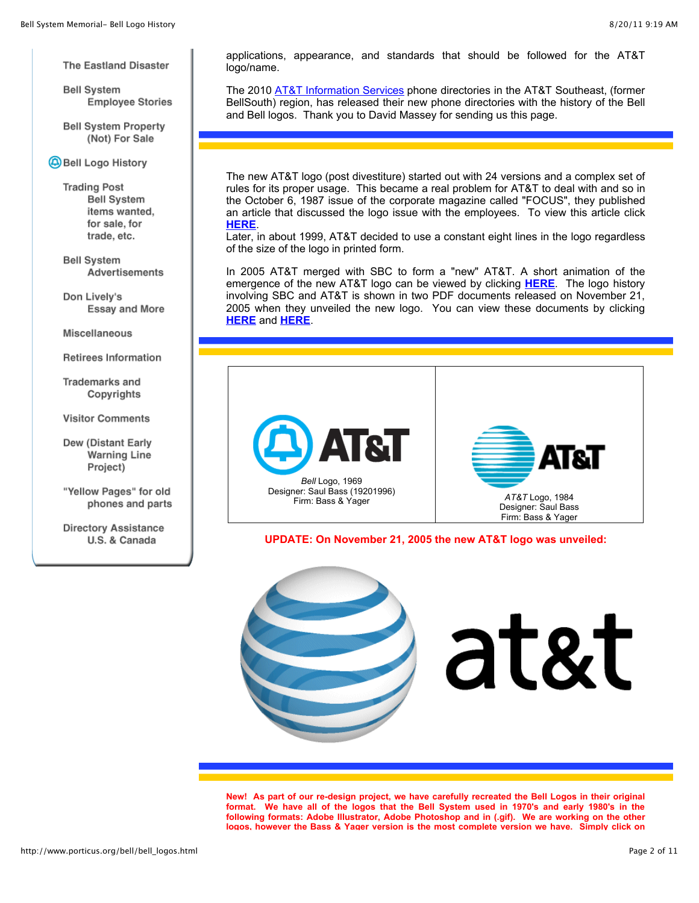- The Eastland Disaster
- Bell System Employee Stories
- Bell System Property (Not) For Sale
- Bell Logo History
- Trading Post Bell System items wanted, for sale, for trade, etc.
- Bell System Advertisements
- Don Lively's Essay and More
- Miscellaneous
- Retirees Information
- Trademarks and Copyrights
- Visitor Comments
- Dew (Distant Early Warning Line Project)
- "Yellow Pages" for old phones and parts
- Directory Assistance U.S. & Canada

applications, appearance, and standards that should be followed for the AT&T logo/name.

The 2010 AT&T Information Services phone directories in the AT&T Southeast, (former BellSouth) region, has released their new phone directories with the history of the Bell and Bell logos. Thank you to David Massey for sending us this page.

---

The new AT&T logo (post divestiture) started out with 24 versions and a complex set of rules for its proper usage. This became a real problem for AT&T to deal with and so in the October 6, 1987 issue of the corporate magazine called "FOCUS", they published an article that discussed the logo issue with the employees. To view this article click **HERE**.
Later, in about 1999, AT&T decided to use a constant eight lines in the logo regardless of the size of the logo in printed form.

In 2005 AT&T merged with SBC to form a "new" AT&T. A short animation of the emergence of the new AT&T logo can be viewed by clicking **HERE**. The logo history involving SBC and AT&T is shown in two PDF documents released on November 21, 2005 when they unveiled the new logo. You can view these documents by clicking **HERE** and **HERE**.

---

| AT&T | AT&T |
| --- | --- |
| *Bell* Logo, 1969<br>Designer: Saul Bass (19201996)<br>Firm: Bass & Yager | *AT&T* Logo, 1984<br>Designer: Saul Bass<br>Firm: Bass & Yager |

**UPDATE: On November 21, 2005 the new AT&T logo was unveiled:**

at&t

---

**New! As part of our re-design project, we have carefully recreated the Bell Logos in their original format. We have all of the logos that the Bell System used in 1970's and early 1980's in the following formats: Adobe Illustrator, Adobe Photoshop and in (.gif). We are working on the other logos, however the Bass & Yager version is the most complete version we have. Simply click on**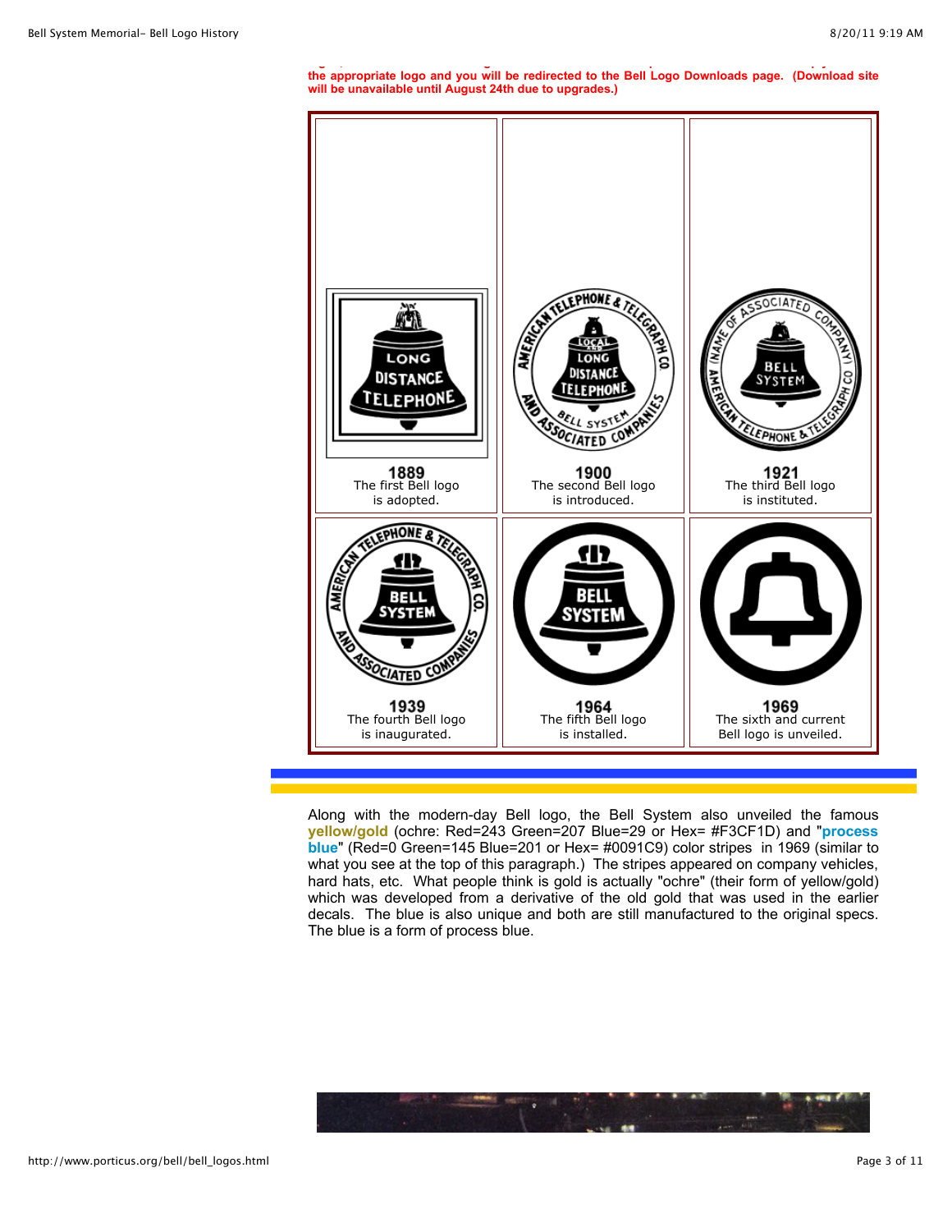**the appropriate logo and you will be redirected to the Bell Logo Downloads page. (Download site will be unavailable until August 24th due to upgrades.)**

| | | |
|---|---|---|
| **1889** The first Bell logo is adopted. | **1900** The second Bell logo is introduced. | **1921** The third Bell logo is instituted. |
| **1939** The fourth Bell logo is inaugurated. | **1964** The fifth Bell logo is installed. | **1969** The sixth and current Bell logo is unveiled. |

Along with the modern-day Bell logo, the Bell System also unveiled the famous **yellow/gold** (ochre: Red=243 Green=207 Blue=29 or Hex= #F3CF1D) and "**process blue**" (Red=0 Green=145 Blue=201 or Hex= #0091C9) color stripes in 1969 (similar to what you see at the top of this paragraph.) The stripes appeared on company vehicles, hard hats, etc. What people think is gold is actually "ochre" (their form of yellow/gold) which was developed from a derivative of the old gold that was used in the earlier decals. The blue is also unique and both are still manufactured to the original specs. The blue is a form of process blue.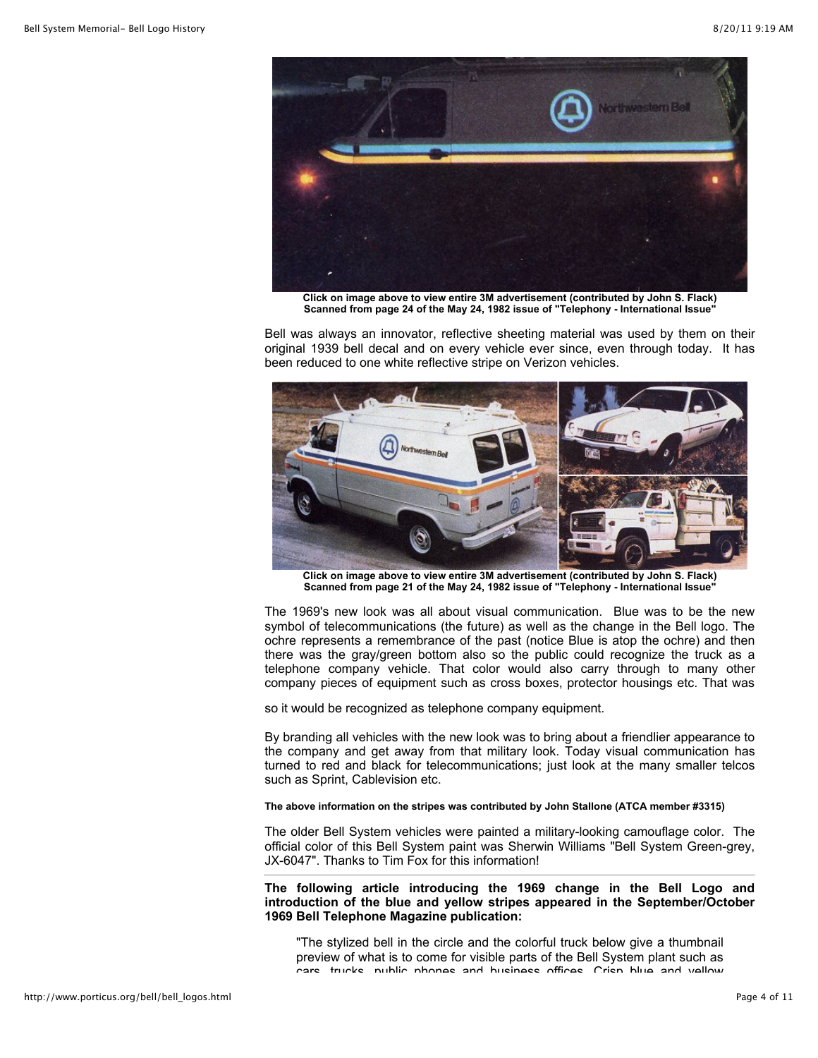**Click on image above to view entire 3M advertisement (contributed by John S. Flack)**
**Scanned from page 24 of the May 24, 1982 issue of "Telephony - International Issue"**

Bell was always an innovator, reflective sheeting material was used by them on their original 1939 bell decal and on every vehicle ever since, even through today. It has been reduced to one white reflective stripe on Verizon vehicles.

**Click on image above to view entire 3M advertisement (contributed by John S. Flack)**
**Scanned from page 21 of the May 24, 1982 issue of "Telephony - International Issue"**

The 1969's new look was all about visual communication. Blue was to be the new symbol of telecommunications (the future) as well as the change in the Bell logo. The ochre represents a remembrance of the past (notice Blue is atop the ochre) and then there was the gray/green bottom also so the public could recognize the truck as a telephone company vehicle. That color would also carry through to many other company pieces of equipment such as cross boxes, protector housings etc. That was

so it would be recognized as telephone company equipment.

By branding all vehicles with the new look was to bring about a friendlier appearance to the company and get away from that military look. Today visual communication has turned to red and black for telecommunications; just look at the many smaller telcos such as Sprint, Cablevision etc.

**The above information on the stripes was contributed by John Stallone (ATCA member #3315)**

The older Bell System vehicles were painted a military-looking camouflage color. The official color of this Bell System paint was Sherwin Williams "Bell System Green-grey, JX-6047". Thanks to Tim Fox for this information!

---

**The following article introducing the 1969 change in the Bell Logo and introduction of the blue and yellow stripes appeared in the September/October 1969 Bell Telephone Magazine publication:**

> "The stylized bell in the circle and the colorful truck below give a thumbnail preview of what is to come for visible parts of the Bell System plant such as cars, trucks, public phones and business offices. Crisp blue and yellow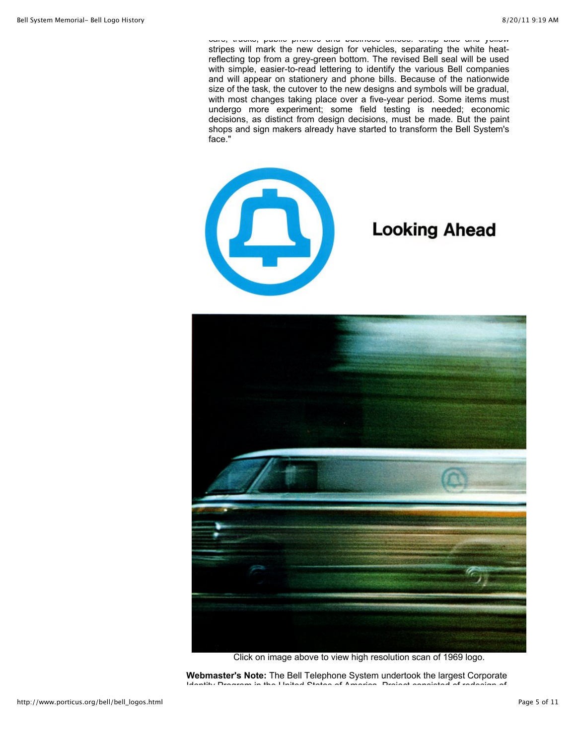cars, trucks, public phones and business offices. Crisp blue and yellow stripes will mark the new design for vehicles, separating the white heat-reflecting top from a grey-green bottom. The revised Bell seal will be used with simple, easier-to-read lettering to identify the various Bell companies and will appear on stationery and phone bills. Because of the nationwide size of the task, the cutover to the new designs and symbols will be gradual, with most changes taking place over a five-year period. Some items must undergo more experiment; some field testing is needed; economic decisions, as distinct from design decisions, must be made. But the paint shops and sign makers already have started to transform the Bell System's face."

## Looking Ahead

Click on image above to view high resolution scan of 1969 logo.

**Webmaster's Note:** The Bell Telephone System undertook the largest Corporate Identity Program in the United States of America. Project consisted of redesign of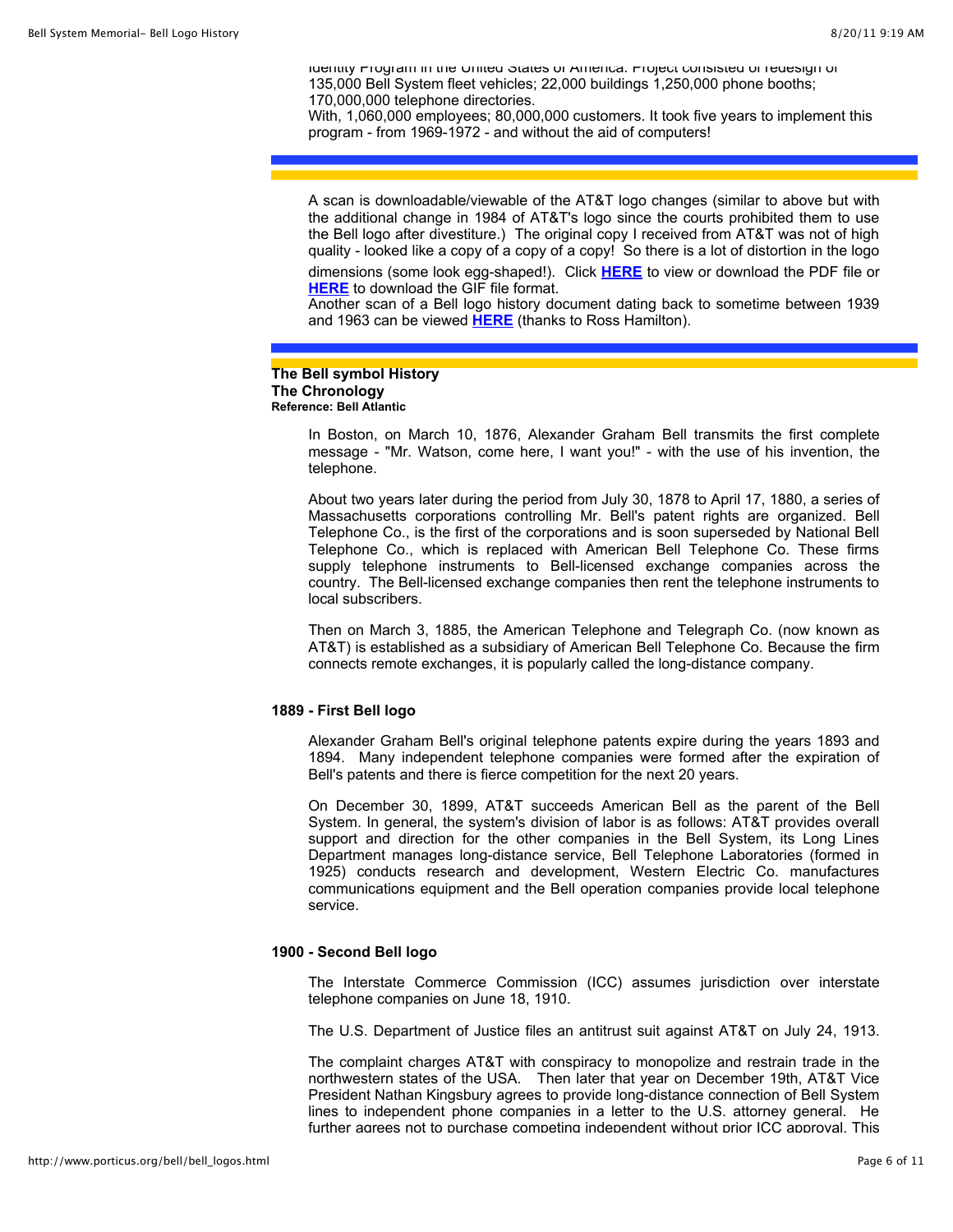Identity Program in the United States of America. Project consisted of redesign of 135,000 Bell System fleet vehicles; 22,000 buildings 1,250,000 phone booths; 170,000,000 telephone directories.
With, 1,060,000 employees; 80,000,000 customers. It took five years to implement this program - from 1969-1972 - and without the aid of computers!

---

A scan is downloadable/viewable of the AT&T logo changes (similar to above but with the additional change in 1984 of AT&T's logo since the courts prohibited them to use the Bell logo after divestiture.) The original copy I received from AT&T was not of high quality - looked like a copy of a copy of a copy! So there is a lot of distortion in the logo dimensions (some look egg-shaped!). Click **HERE** to view or download the PDF file or **HERE** to download the GIF file format.
Another scan of a Bell logo history document dating back to sometime between 1939 and 1963 can be viewed **HERE** (thanks to Ross Hamilton).

---

**The Bell symbol History**
**The Chronology**
**Reference: Bell Atlantic**

In Boston, on March 10, 1876, Alexander Graham Bell transmits the first complete message - "Mr. Watson, come here, I want you!" - with the use of his invention, the telephone.

About two years later during the period from July 30, 1878 to April 17, 1880, a series of Massachusetts corporations controlling Mr. Bell's patent rights are organized. Bell Telephone Co., is the first of the corporations and is soon superseded by National Bell Telephone Co., which is replaced with American Bell Telephone Co. These firms supply telephone instruments to Bell-licensed exchange companies across the country. The Bell-licensed exchange companies then rent the telephone instruments to local subscribers.

Then on March 3, 1885, the American Telephone and Telegraph Co. (now known as AT&T) is established as a subsidiary of American Bell Telephone Co. Because the firm connects remote exchanges, it is popularly called the long-distance company.

**1889 - First Bell logo**

Alexander Graham Bell's original telephone patents expire during the years 1893 and 1894. Many independent telephone companies were formed after the expiration of Bell's patents and there is fierce competition for the next 20 years.

On December 30, 1899, AT&T succeeds American Bell as the parent of the Bell System. In general, the system's division of labor is as follows: AT&T provides overall support and direction for the other companies in the Bell System, its Long Lines Department manages long-distance service, Bell Telephone Laboratories (formed in 1925) conducts research and development, Western Electric Co. manufactures communications equipment and the Bell operation companies provide local telephone service.

**1900 - Second Bell logo**

The Interstate Commerce Commission (ICC) assumes jurisdiction over interstate telephone companies on June 18, 1910.

The U.S. Department of Justice files an antitrust suit against AT&T on July 24, 1913.

The complaint charges AT&T with conspiracy to monopolize and restrain trade in the northwestern states of the USA. Then later that year on December 19th, AT&T Vice President Nathan Kingsbury agrees to provide long-distance connection of Bell System lines to independent phone companies in a letter to the U.S. attorney general. He further agrees not to purchase competing independent without prior ICC approval. This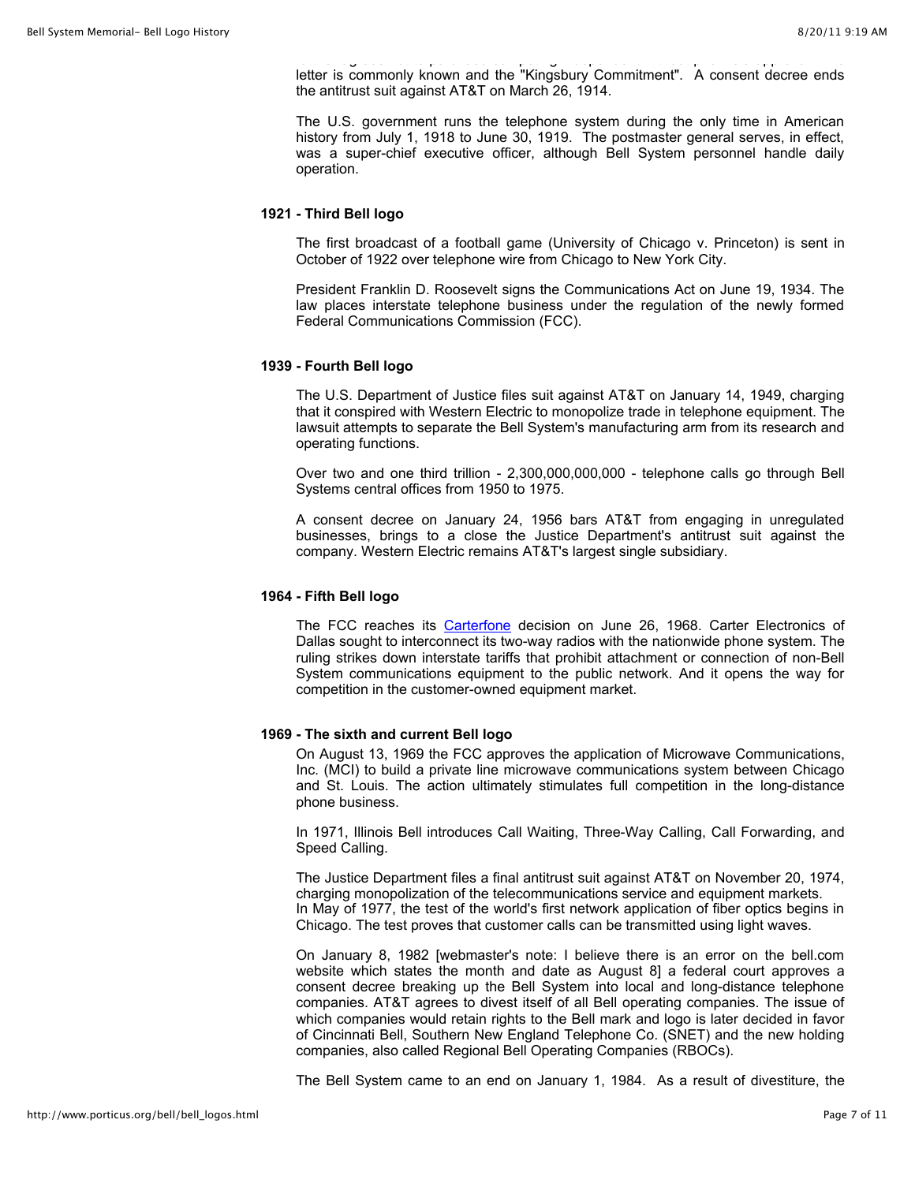letter is commonly known and the "Kingsbury Commitment". A consent decree ends the antitrust suit against AT&T on March 26, 1914.

The U.S. government runs the telephone system during the only time in American history from July 1, 1918 to June 30, 1919. The postmaster general serves, in effect, was a super-chief executive officer, although Bell System personnel handle daily operation.

**1921 - Third Bell logo**

The first broadcast of a football game (University of Chicago v. Princeton) is sent in October of 1922 over telephone wire from Chicago to New York City.

President Franklin D. Roosevelt signs the Communications Act on June 19, 1934. The law places interstate telephone business under the regulation of the newly formed Federal Communications Commission (FCC).

**1939 - Fourth Bell logo**

The U.S. Department of Justice files suit against AT&T on January 14, 1949, charging that it conspired with Western Electric to monopolize trade in telephone equipment. The lawsuit attempts to separate the Bell System's manufacturing arm from its research and operating functions.

Over two and one third trillion - 2,300,000,000,000 - telephone calls go through Bell Systems central offices from 1950 to 1975.

A consent decree on January 24, 1956 bars AT&T from engaging in unregulated businesses, brings to a close the Justice Department's antitrust suit against the company. Western Electric remains AT&T's largest single subsidiary.

**1964 - Fifth Bell logo**

The FCC reaches its Carterfone decision on June 26, 1968. Carter Electronics of Dallas sought to interconnect its two-way radios with the nationwide phone system. The ruling strikes down interstate tariffs that prohibit attachment or connection of non-Bell System communications equipment to the public network. And it opens the way for competition in the customer-owned equipment market.

**1969 - The sixth and current Bell logo**

On August 13, 1969 the FCC approves the application of Microwave Communications, Inc. (MCI) to build a private line microwave communications system between Chicago and St. Louis. The action ultimately stimulates full competition in the long-distance phone business.

In 1971, Illinois Bell introduces Call Waiting, Three-Way Calling, Call Forwarding, and Speed Calling.

The Justice Department files a final antitrust suit against AT&T on November 20, 1974, charging monopolization of the telecommunications service and equipment markets.
In May of 1977, the test of the world's first network application of fiber optics begins in Chicago. The test proves that customer calls can be transmitted using light waves.

On January 8, 1982 [webmaster's note: I believe there is an error on the bell.com website which states the month and date as August 8] a federal court approves a consent decree breaking up the Bell System into local and long-distance telephone companies. AT&T agrees to divest itself of all Bell operating companies. The issue of which companies would retain rights to the Bell mark and logo is later decided in favor of Cincinnati Bell, Southern New England Telephone Co. (SNET) and the new holding companies, also called Regional Bell Operating Companies (RBOCs).

The Bell System came to an end on January 1, 1984. As a result of divestiture, the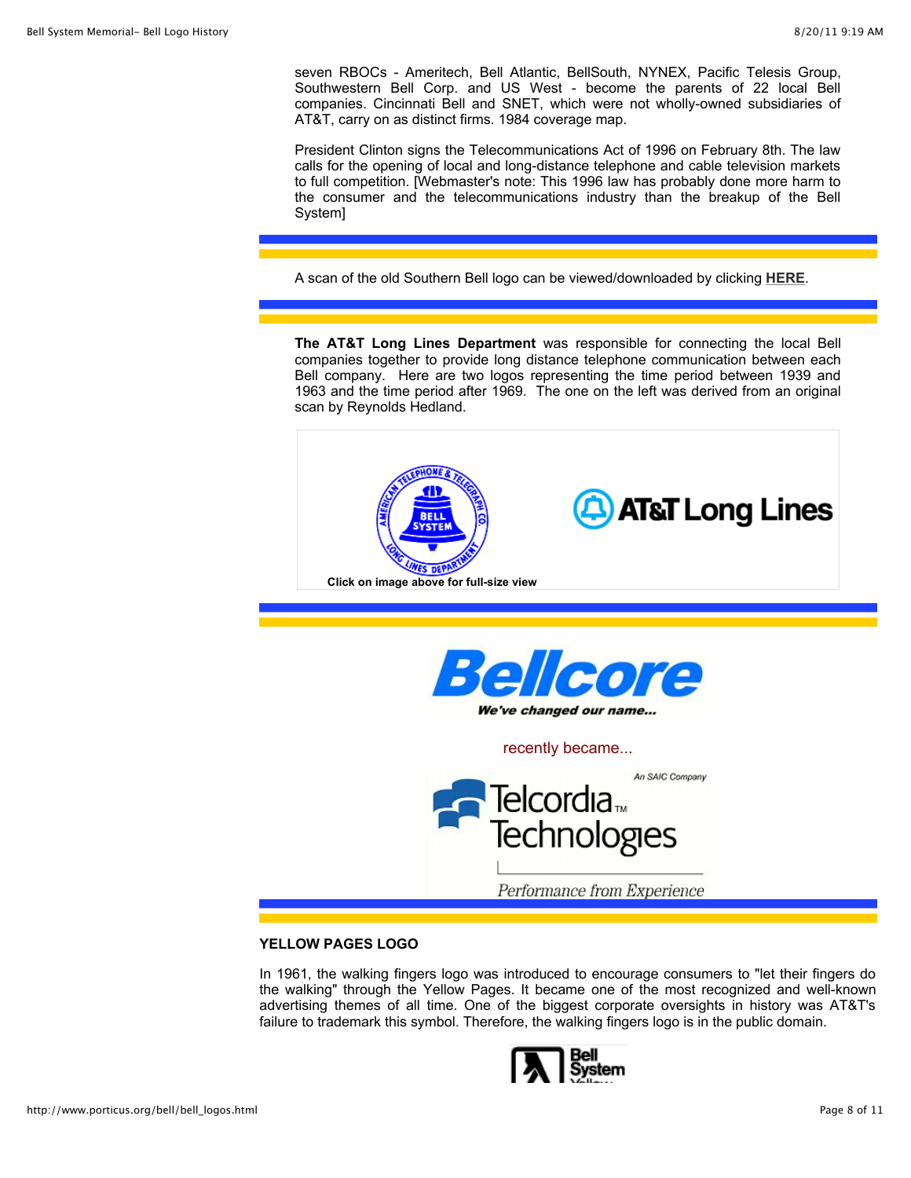seven RBOCs - Ameritech, Bell Atlantic, BellSouth, NYNEX, Pacific Telesis Group, Southwestern Bell Corp. and US West - become the parents of 22 local Bell companies. Cincinnati Bell and SNET, which were not wholly-owned subsidiaries of AT&T, carry on as distinct firms. 1984 coverage map.

President Clinton signs the Telecommunications Act of 1996 on February 8th. The law calls for the opening of local and long-distance telephone and cable television markets to full competition. [Webmaster's note: This 1996 law has probably done more harm to the consumer and the telecommunications industry than the breakup of the Bell System]

A scan of the old Southern Bell logo can be viewed/downloaded by clicking **HERE**.

**The AT&T Long Lines Department** was responsible for connecting the local Bell companies together to provide long distance telephone communication between each Bell company. Here are two logos representing the time period between 1939 and 1963 and the time period after 1969. The one on the left was derived from an original scan by Reynolds Hedland.

**Click on image above for full-size view**

recently became...

**YELLOW PAGES LOGO**

In 1961, the walking fingers logo was introduced to encourage consumers to "let their fingers do the walking" through the Yellow Pages. It became one of the most recognized and well-known advertising themes of all time. One of the biggest corporate oversights in history was AT&T's failure to trademark this symbol. Therefore, the walking fingers logo is in the public domain.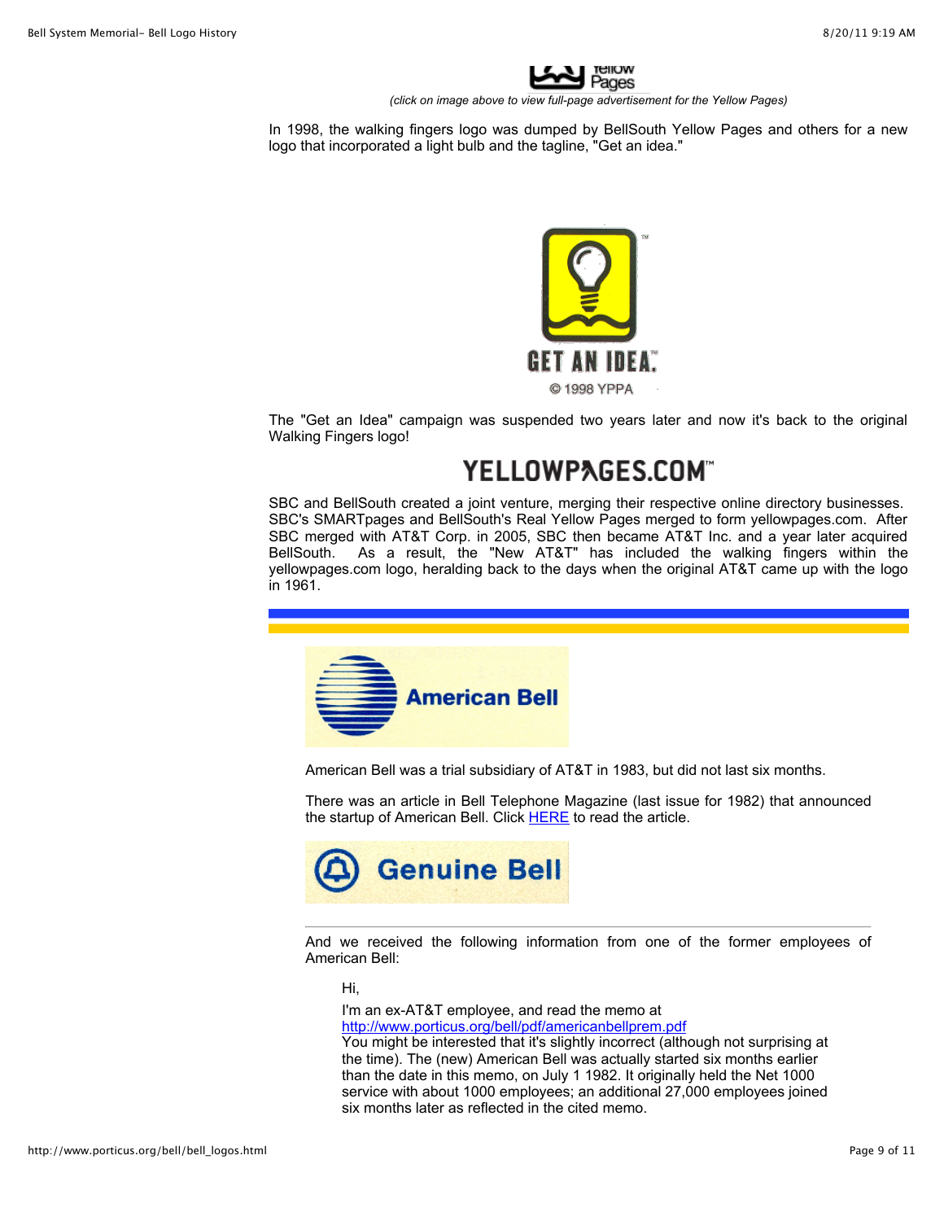(click on image above to view full-page advertisement for the Yellow Pages)

In 1998, the walking fingers logo was dumped by BellSouth Yellow Pages and others for a new logo that incorporated a light bulb and the tagline, "Get an idea."

The "Get an Idea" campaign was suspended two years later and now it's back to the original Walking Fingers logo!

SBC and BellSouth created a joint venture, merging their respective online directory businesses. SBC's SMARTpages and BellSouth's Real Yellow Pages merged to form yellowpages.com. After SBC merged with AT&T Corp. in 2005, SBC then became AT&T Inc. and a year later acquired BellSouth. As a result, the "New AT&T" has included the walking fingers within the yellowpages.com logo, heralding back to the days when the original AT&T came up with the logo in 1961.

American Bell was a trial subsidiary of AT&T in 1983, but did not last six months.

There was an article in Bell Telephone Magazine (last issue for 1982) that announced the startup of American Bell. Click HERE to read the article.

---

And we received the following information from one of the former employees of American Bell:

> Hi,
>
> I'm an ex-AT&T employee, and read the memo at http://www.porticus.org/bell/pdf/americanbellprem.pdf
> You might be interested that it's slightly incorrect (although not surprising at the time). The (new) American Bell was actually started six months earlier than the date in this memo, on July 1 1982. It originally held the Net 1000 service with about 1000 employees; an additional 27,000 employees joined six months later as reflected in the cited memo.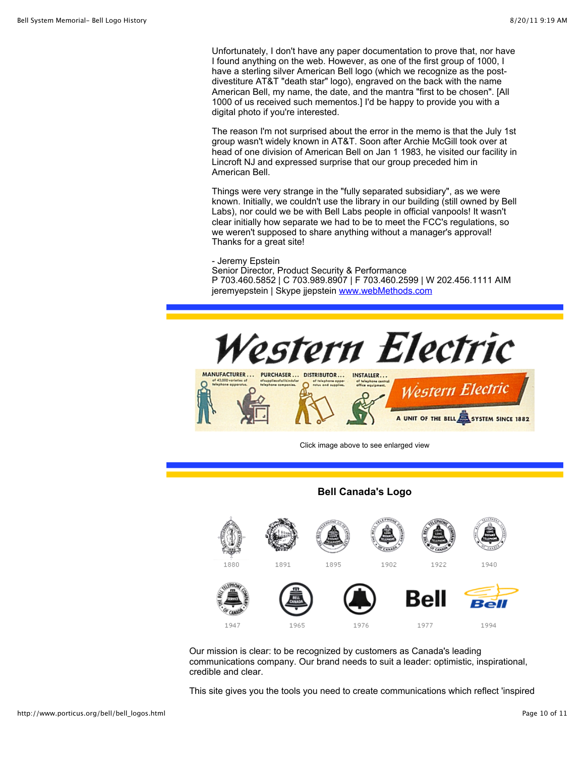Unfortunately, I don't have any paper documentation to prove that, nor have I found anything on the web. However, as one of the first group of 1000, I have a sterling silver American Bell logo (which we recognize as the post-divestiture AT&T "death star" logo), engraved on the back with the name American Bell, my name, the date, and the mantra "first to be chosen". [All 1000 of us received such mementos.] I'd be happy to provide you with a digital photo if you're interested.

The reason I'm not surprised about the error in the memo is that the July 1st group wasn't widely known in AT&T. Soon after Archie McGill took over at head of one division of American Bell on Jan 1 1983, he visited our facility in Lincroft NJ and expressed surprise that our group preceded him in American Bell.

Things were very strange in the "fully separated subsidiary", as we were known. Initially, we couldn't use the library in our building (still owned by Bell Labs), nor could we be with Bell Labs people in official vanpools! It wasn't clear initially how separate we had to be to meet the FCC's regulations, so we weren't supposed to share anything without a manager's approval! Thanks for a great site!

- Jeremy Epstein
Senior Director, Product Security & Performance
P 703.460.5852 | C 703.989.8907 | F 703.460.2599 | W 202.456.1111 AIM jeremyepstein | Skype jjepstein www.webMethods.com

Western Electric

MANUFACTURER... of 43,000 varieties of telephone apparatus. PURCHASER... of supplies of all kinds for telephone companies. DISTRIBUTOR... of telephone apparatus and supplies. INSTALLER... of telephone central office equipment.

Western Electric — A UNIT OF THE BELL SYSTEM SINCE 1882

Click image above to see enlarged view

## Bell Canada's Logo

1880 1891 1895 1902 1922 1940

1947 1965 1976 1977 1994

Our mission is clear: to be recognized by customers as Canada's leading communications company. Our brand needs to suit a leader: optimistic, inspirational, credible and clear.

This site gives you the tools you need to create communications which reflect 'inspired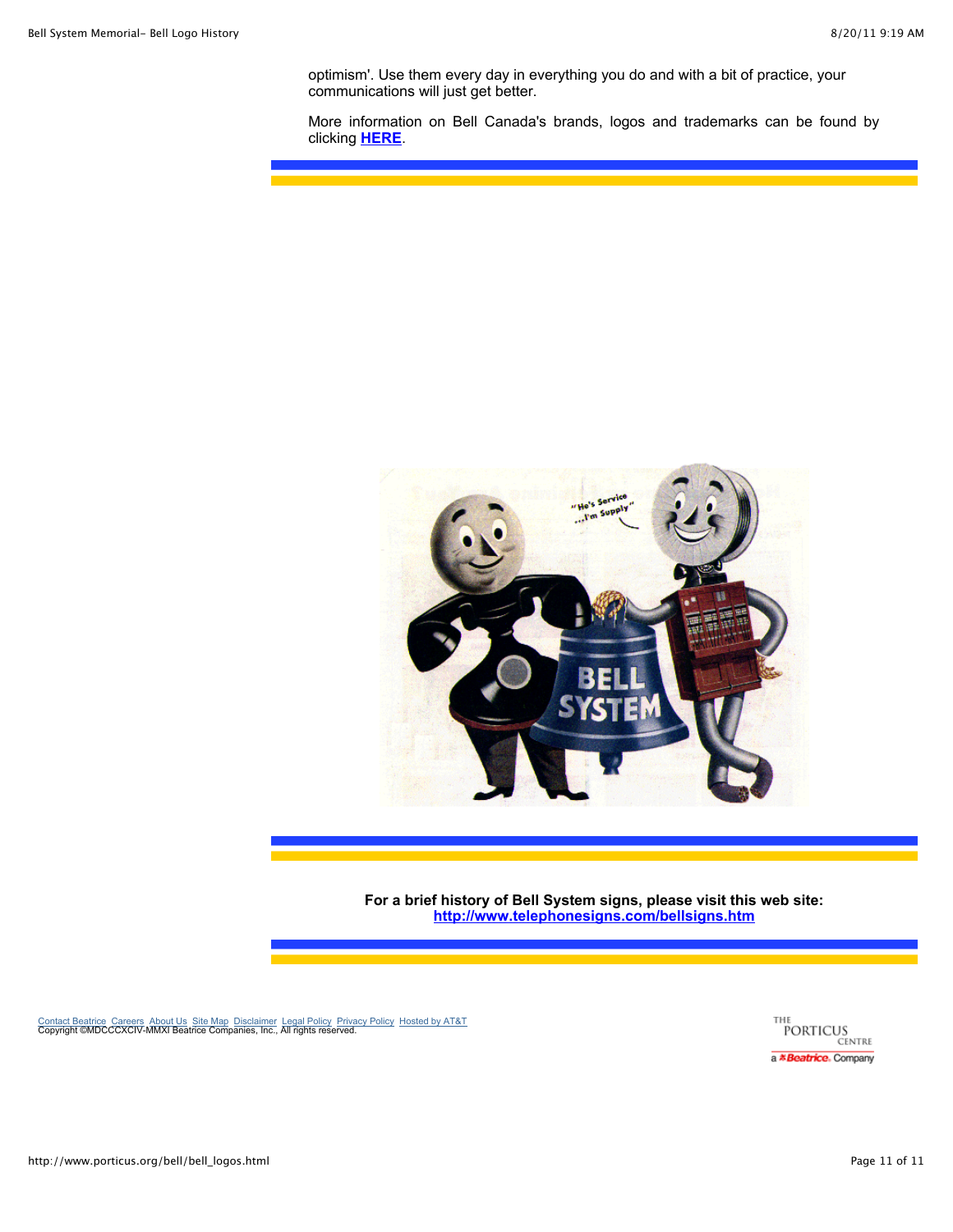optimism'. Use them every day in everything you do and with a bit of practice, your communications will just get better.

More information on Bell Canada's brands, logos and trademarks can be found by clicking **HERE**.

**For a brief history of Bell System signs, please visit this web site:**
**http://www.telephonesigns.com/bellsigns.htm**

Contact Beatrice Careers About Us Site Map Disclaimer Legal Policy Privacy Policy Hosted by AT&T
Copyright ©MDCCCXCIV-MMXI Beatrice Companies, Inc., All rights reserved.

THE PORTICUS CENTRE
a Beatrice Company